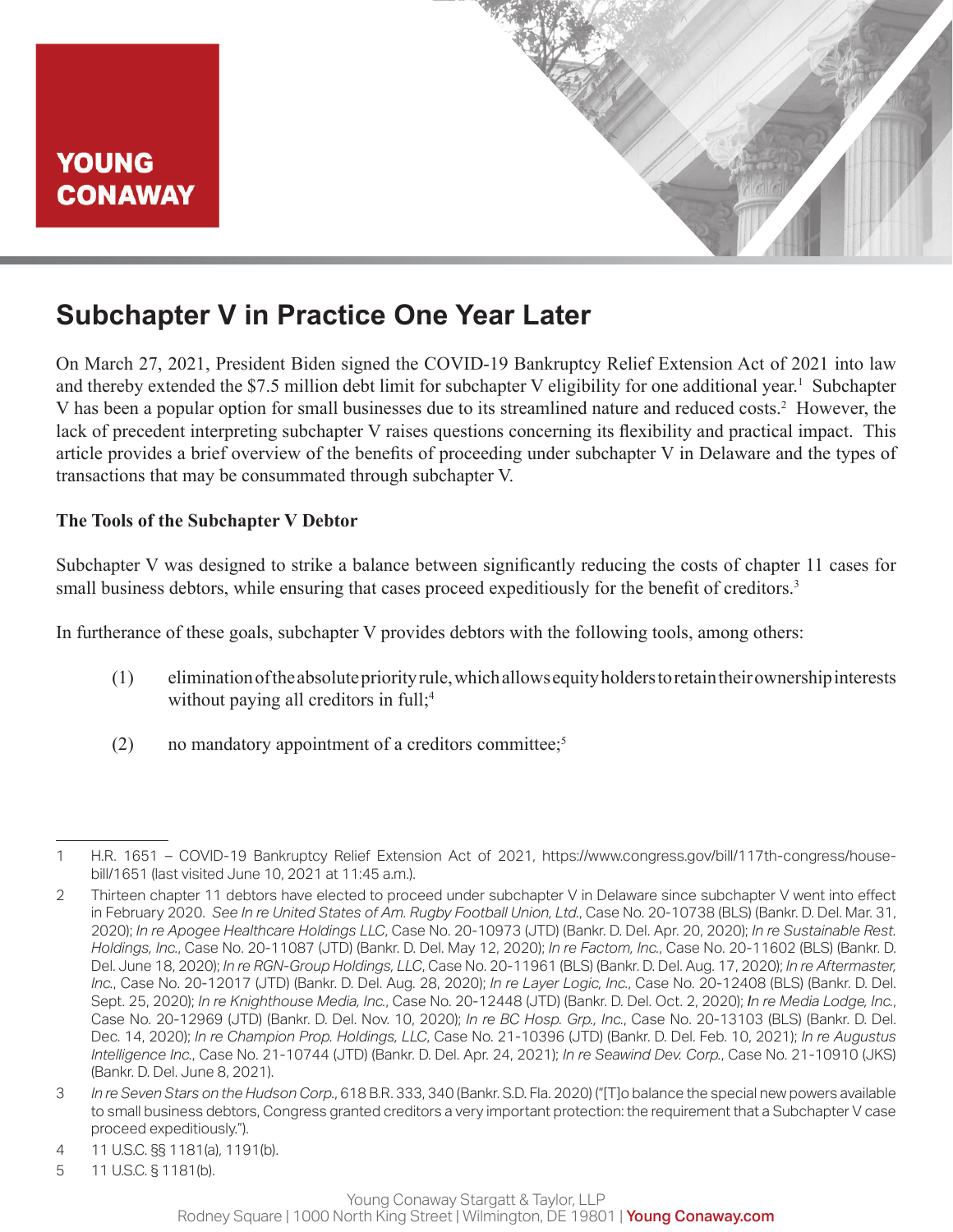YOUNG CONAWAY

# Subchapter V in Practice One Year Later

On March 27, 2021, President Biden signed the COVID-19 Bankruptcy Relief Extension Act of 2021 into law and thereby extended the $7.5 million debt limit for subchapter V eligibility for one additional year.[1] Subchapter V has been a popular option for small businesses due to its streamlined nature and reduced costs.[2] However, the lack of precedent interpreting subchapter V raises questions concerning its flexibility and practical impact. This article provides a brief overview of the benefits of proceeding under subchapter V in Delaware and the types of transactions that may be consummated through subchapter V.

**The Tools of the Subchapter V Debtor**

Subchapter V was designed to strike a balance between significantly reducing the costs of chapter 11 cases for small business debtors, while ensuring that cases proceed expeditiously for the benefit of creditors.[3]

In furtherance of these goals, subchapter V provides debtors with the following tools, among others:

(1) elimination of the absolute priority rule, which allows equity holders to retain their ownership interests without paying all creditors in full;[4]

(2) no mandatory appointment of a creditors committee;[5]

---

1 H.R. 1651 – COVID-19 Bankruptcy Relief Extension Act of 2021, https://www.congress.gov/bill/117th-congress/house-bill/1651 (last visited June 10, 2021 at 11:45 a.m.).

2 Thirteen chapter 11 debtors have elected to proceed under subchapter V in Delaware since subchapter V went into effect in February 2020. *See In re United States of Am. Rugby Football Union, Ltd.*, Case No. 20-10738 (BLS) (Bankr. D. Del. Mar. 31, 2020); *In re Apogee Healthcare Holdings LLC*, Case No. 20-10973 (JTD) (Bankr. D. Del. Apr. 20, 2020); *In re Sustainable Rest. Holdings, Inc.*, Case No. 20-11087 (JTD) (Bankr. D. Del. May 12, 2020); *In re Factom, Inc.*, Case No. 20-11602 (BLS) (Bankr. D. Del. June 18, 2020); *In re RGN-Group Holdings, LLC*, Case No. 20-11961 (BLS) (Bankr. D. Del. Aug. 17, 2020); *In re Aftermaster, Inc.*, Case No. 20-12017 (JTD) (Bankr. D. Del. Aug. 28, 2020); *In re Layer Logic, Inc.*, Case No. 20-12408 (BLS) (Bankr. D. Del. Sept. 25, 2020); *In re Knighthouse Media, Inc.*, Case No. 20-12448 (JTD) (Bankr. D. Del. Oct. 2, 2020); *In re Media Lodge, Inc.*, Case No. 20-12969 (JTD) (Bankr. D. Del. Nov. 10, 2020); *In re BC Hosp. Grp., Inc.*, Case No. 20-13103 (BLS) (Bankr. D. Del. Dec. 14, 2020); *In re Champion Prop. Holdings, LLC*, Case No. 21-10396 (JTD) (Bankr. D. Del. Feb. 10, 2021); *In re Augustus Intelligence Inc.*, Case No. 21-10744 (JTD) (Bankr. D. Del. Apr. 24, 2021); *In re Seawind Dev. Corp.*, Case No. 21-10910 (JKS) (Bankr. D. Del. June 8, 2021).

3 *In re Seven Stars on the Hudson Corp.*, 618 B.R. 333, 340 (Bankr. S.D. Fla. 2020) ("[T]o balance the special new powers available to small business debtors, Congress granted creditors a very important protection: the requirement that a Subchapter V case proceed expeditiously.").

4 11 U.S.C. §§ 1181(a), 1191(b).

5 11 U.S.C. § 1181(b).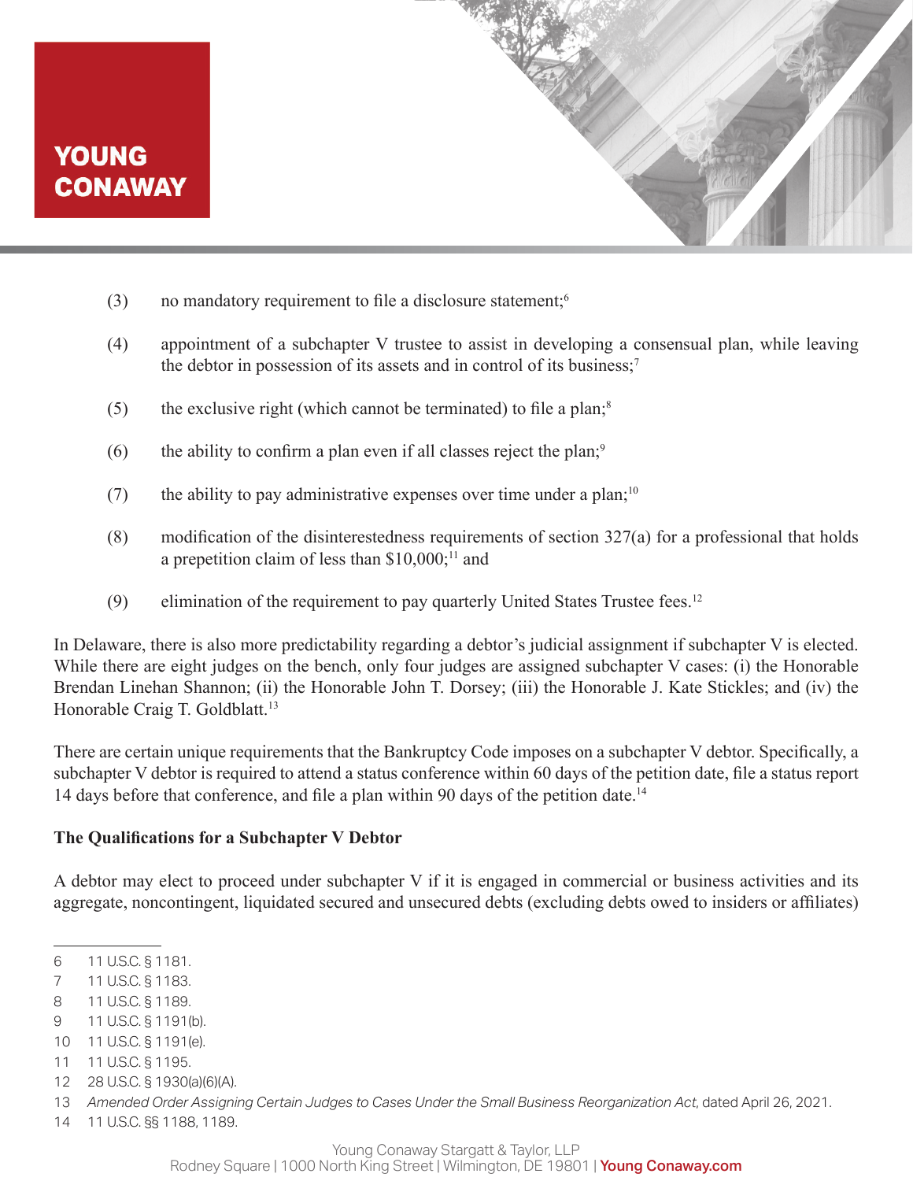(3) no mandatory requirement to file a disclosure statement;[6]

(4) appointment of a subchapter V trustee to assist in developing a consensual plan, while leaving the debtor in possession of its assets and in control of its business;[7]

(5) the exclusive right (which cannot be terminated) to file a plan;[8]

(6) the ability to confirm a plan even if all classes reject the plan;[9]

(7) the ability to pay administrative expenses over time under a plan;[10]

(8) modification of the disinterestedness requirements of section 327(a) for a professional that holds a prepetition claim of less than $10,000;[11] and

(9) elimination of the requirement to pay quarterly United States Trustee fees.[12]

In Delaware, there is also more predictability regarding a debtor's judicial assignment if subchapter V is elected. While there are eight judges on the bench, only four judges are assigned subchapter V cases: (i) the Honorable Brendan Linehan Shannon; (ii) the Honorable John T. Dorsey; (iii) the Honorable J. Kate Stickles; and (iv) the Honorable Craig T. Goldblatt.[13]

There are certain unique requirements that the Bankruptcy Code imposes on a subchapter V debtor. Specifically, a subchapter V debtor is required to attend a status conference within 60 days of the petition date, file a status report 14 days before that conference, and file a plan within 90 days of the petition date.[14]

**The Qualifications for a Subchapter V Debtor**

A debtor may elect to proceed under subchapter V if it is engaged in commercial or business activities and its aggregate, noncontingent, liquidated secured and unsecured debts (excluding debts owed to insiders or affiliates)

---

6 11 U.S.C. § 1181.

7 11 U.S.C. § 1183.

8 11 U.S.C. § 1189.

9 11 U.S.C. § 1191(b).

10 11 U.S.C. § 1191(e).

11 11 U.S.C. § 1195.

12 28 U.S.C. § 1930(a)(6)(A).

13 *Amended Order Assigning Certain Judges to Cases Under the Small Business Reorganization Act*, dated April 26, 2021.

14 11 U.S.C. §§ 1188, 1189.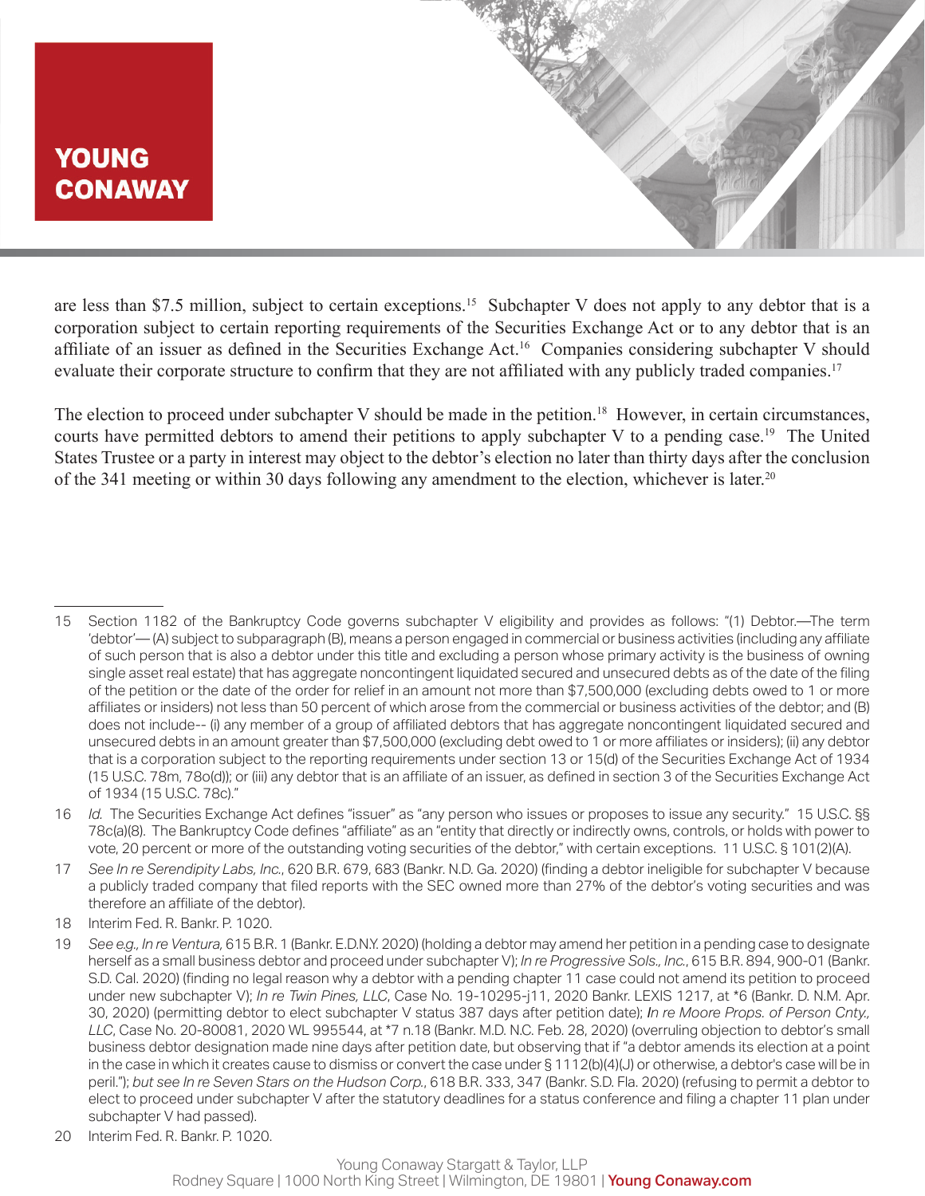are less than $7.5 million, subject to certain exceptions.[15] Subchapter V does not apply to any debtor that is a corporation subject to certain reporting requirements of the Securities Exchange Act or to any debtor that is an affiliate of an issuer as defined in the Securities Exchange Act.[16] Companies considering subchapter V should evaluate their corporate structure to confirm that they are not affiliated with any publicly traded companies.[17]

The election to proceed under subchapter V should be made in the petition.[18] However, in certain circumstances, courts have permitted debtors to amend their petitions to apply subchapter V to a pending case.[19] The United States Trustee or a party in interest may object to the debtor's election no later than thirty days after the conclusion of the 341 meeting or within 30 days following any amendment to the election, whichever is later.[20]

---

15 Section 1182 of the Bankruptcy Code governs subchapter V eligibility and provides as follows: "(1) Debtor.—The term 'debtor'— (A) subject to subparagraph (B), means a person engaged in commercial or business activities (including any affiliate of such person that is also a debtor under this title and excluding a person whose primary activity is the business of owning single asset real estate) that has aggregate noncontingent liquidated secured and unsecured debts as of the date of the filing of the petition or the date of the order for relief in an amount not more than $7,500,000 (excluding debts owed to 1 or more affiliates or insiders) not less than 50 percent of which arose from the commercial or business activities of the debtor; and (B) does not include-- (i) any member of a group of affiliated debtors that has aggregate noncontingent liquidated secured and unsecured debts in an amount greater than $7,500,000 (excluding debt owed to 1 or more affiliates or insiders); (ii) any debtor that is a corporation subject to the reporting requirements under section 13 or 15(d) of the Securities Exchange Act of 1934 (15 U.S.C. 78m, 78o(d)); or (iii) any debtor that is an affiliate of an issuer, as defined in section 3 of the Securities Exchange Act of 1934 (15 U.S.C. 78c)."

16 *Id.* The Securities Exchange Act defines "issuer" as "any person who issues or proposes to issue any security." 15 U.S.C. §§ 78c(a)(8). The Bankruptcy Code defines "affiliate" as an "entity that directly or indirectly owns, controls, or holds with power to vote, 20 percent or more of the outstanding voting securities of the debtor," with certain exceptions. 11 U.S.C. § 101(2)(A).

17 *See In re Serendipity Labs, Inc.*, 620 B.R. 679, 683 (Bankr. N.D. Ga. 2020) (finding a debtor ineligible for subchapter V because a publicly traded company that filed reports with the SEC owned more than 27% of the debtor's voting securities and was therefore an affiliate of the debtor).

18 Interim Fed. R. Bankr. P. 1020.

19 *See e.g., In re Ventura*, 615 B.R. 1 (Bankr. E.D.N.Y. 2020) (holding a debtor may amend her petition in a pending case to designate herself as a small business debtor and proceed under subchapter V); *In re Progressive Sols., Inc.*, 615 B.R. 894, 900-01 (Bankr. S.D. Cal. 2020) (finding no legal reason why a debtor with a pending chapter 11 case could not amend its petition to proceed under new subchapter V); *In re Twin Pines, LLC*, Case No. 19-10295-j11, 2020 Bankr. LEXIS 1217, at *6 (Bankr. D. N.M. Apr. 30, 2020) (permitting debtor to elect subchapter V status 387 days after petition date); *In re Moore Props. of Person Cnty., LLC*, Case No. 20-80081, 2020 WL 995544, at *7 n.18 (Bankr. M.D. N.C. Feb. 28, 2020) (overruling objection to debtor's small business debtor designation made nine days after petition date, but observing that if "a debtor amends its election at a point in the case in which it creates cause to dismiss or convert the case under § 1112(b)(4)(J) or otherwise, a debtor's case will be in peril."); *but see In re Seven Stars on the Hudson Corp.*, 618 B.R. 333, 347 (Bankr. S.D. Fla. 2020) (refusing to permit a debtor to elect to proceed under subchapter V after the statutory deadlines for a status conference and filing a chapter 11 plan under subchapter V had passed).

20 Interim Fed. R. Bankr. P. 1020.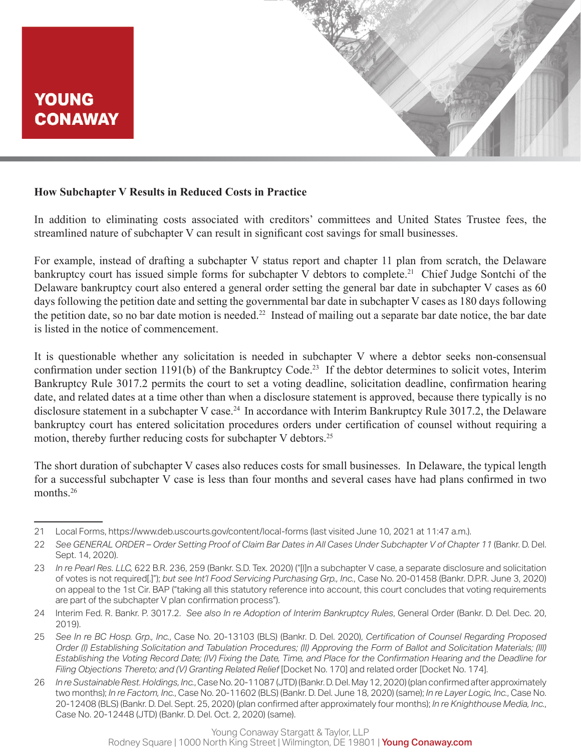**How Subchapter V Results in Reduced Costs in Practice**

In addition to eliminating costs associated with creditors' committees and United States Trustee fees, the streamlined nature of subchapter V can result in significant cost savings for small businesses.

For example, instead of drafting a subchapter V status report and chapter 11 plan from scratch, the Delaware bankruptcy court has issued simple forms for subchapter V debtors to complete.[21] Chief Judge Sontchi of the Delaware bankruptcy court also entered a general order setting the general bar date in subchapter V cases as 60 days following the petition date and setting the governmental bar date in subchapter V cases as 180 days following the petition date, so no bar date motion is needed.[22] Instead of mailing out a separate bar date notice, the bar date is listed in the notice of commencement.

It is questionable whether any solicitation is needed in subchapter V where a debtor seeks non-consensual confirmation under section 1191(b) of the Bankruptcy Code.[23] If the debtor determines to solicit votes, Interim Bankruptcy Rule 3017.2 permits the court to set a voting deadline, solicitation deadline, confirmation hearing date, and related dates at a time other than when a disclosure statement is approved, because there typically is no disclosure statement in a subchapter V case.[24] In accordance with Interim Bankruptcy Rule 3017.2, the Delaware bankruptcy court has entered solicitation procedures orders under certification of counsel without requiring a motion, thereby further reducing costs for subchapter V debtors.[25]

The short duration of subchapter V cases also reduces costs for small businesses. In Delaware, the typical length for a successful subchapter V case is less than four months and several cases have had plans confirmed in two months.[26]

---

21 Local Forms, https://www.deb.uscourts.gov/content/local-forms (last visited June 10, 2021 at 11:47 a.m.).

22 *See GENERAL ORDER – Order Setting Proof of Claim Bar Dates in All Cases Under Subchapter V of Chapter 11* (Bankr. D. Del. Sept. 14, 2020).

23 *In re Pearl Res. LLC,* 622 B.R. 236, 259 (Bankr. S.D. Tex. 2020) ("[I]n a subchapter V case, a separate disclosure and solicitation of votes is not required[.]"); *but see Int'l Food Servicing Purchasing Grp., Inc.*, Case No. 20-01458 (Bankr. D.P.R. June 3, 2020) on appeal to the 1st Cir. BAP ("taking all this statutory reference into account, this court concludes that voting requirements are part of the subchapter V plan confirmation process").

24 Interim Fed. R. Bankr. P. 3017.2. *See also In re Adoption of Interim Bankruptcy Rules*, General Order (Bankr. D. Del. Dec. 20, 2019).

25 *See In re BC Hosp. Grp., Inc.*, Case No. 20-13103 (BLS) (Bankr. D. Del. 2020), *Certification of Counsel Regarding Proposed Order (I) Establishing Solicitation and Tabulation Procedures; (II) Approving the Form of Ballot and Solicitation Materials; (III) Establishing the Voting Record Date; (IV) Fixing the Date, Time, and Place for the Confirmation Hearing and the Deadline for Filing Objections Thereto; and (V) Granting Related Relief* [Docket No. 170] and related order [Docket No. 174].

26 *In re Sustainable Rest. Holdings, Inc.*, Case No. 20-11087 (JTD) (Bankr. D. Del. May 12, 2020) (plan confirmed after approximately two months); *In re Factom, Inc.*, Case No. 20-11602 (BLS) (Bankr. D. Del. June 18, 2020) (same); *In re Layer Logic, Inc.*, Case No. 20-12408 (BLS) (Bankr. D. Del. Sept. 25, 2020) (plan confirmed after approximately four months); *In re Knighthouse Media, Inc.*, Case No. 20-12448 (JTD) (Bankr. D. Del. Oct. 2, 2020) (same).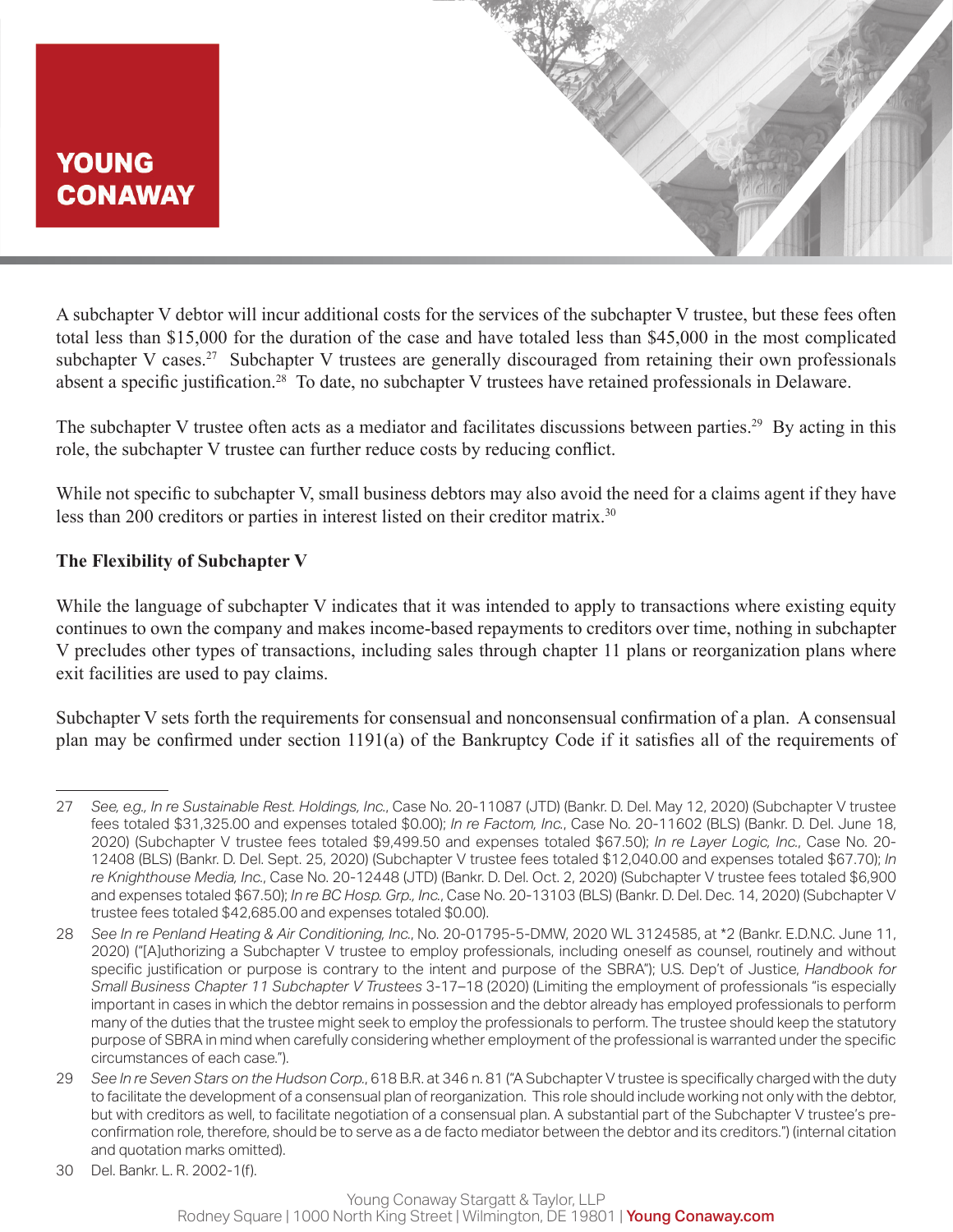A subchapter V debtor will incur additional costs for the services of the subchapter V trustee, but these fees often total less than $15,000 for the duration of the case and have totaled less than $45,000 in the most complicated subchapter V cases.[27] Subchapter V trustees are generally discouraged from retaining their own professionals absent a specific justification.[28] To date, no subchapter V trustees have retained professionals in Delaware.

The subchapter V trustee often acts as a mediator and facilitates discussions between parties.[29] By acting in this role, the subchapter V trustee can further reduce costs by reducing conflict.

While not specific to subchapter V, small business debtors may also avoid the need for a claims agent if they have less than 200 creditors or parties in interest listed on their creditor matrix.[30]

**The Flexibility of Subchapter V**

While the language of subchapter V indicates that it was intended to apply to transactions where existing equity continues to own the company and makes income-based repayments to creditors over time, nothing in subchapter V precludes other types of transactions, including sales through chapter 11 plans or reorganization plans where exit facilities are used to pay claims.

Subchapter V sets forth the requirements for consensual and nonconsensual confirmation of a plan. A consensual plan may be confirmed under section 1191(a) of the Bankruptcy Code if it satisfies all of the requirements of

---

27 *See, e.g., In re Sustainable Rest. Holdings, Inc.*, Case No. 20-11087 (JTD) (Bankr. D. Del. May 12, 2020) (Subchapter V trustee fees totaled $31,325.00 and expenses totaled $0.00); *In re Factom, Inc.*, Case No. 20-11602 (BLS) (Bankr. D. Del. June 18, 2020) (Subchapter V trustee fees totaled $9,499.50 and expenses totaled $67.50); *In re Layer Logic, Inc.*, Case No. 20-12408 (BLS) (Bankr. D. Del. Sept. 25, 2020) (Subchapter V trustee fees totaled $12,040.00 and expenses totaled $67.70); *In re Knighthouse Media, Inc.*, Case No. 20-12448 (JTD) (Bankr. D. Del. Oct. 2, 2020) (Subchapter V trustee fees totaled $6,900 and expenses totaled $67.50); *In re BC Hosp. Grp., Inc.*, Case No. 20-13103 (BLS) (Bankr. D. Del. Dec. 14, 2020) (Subchapter V trustee fees totaled $42,685.00 and expenses totaled $0.00).

28 *See In re Penland Heating & Air Conditioning, Inc.*, No. 20-01795-5-DMW, 2020 WL 3124585, at *2 (Bankr. E.D.N.C. June 11, 2020) ("[A]uthorizing a Subchapter V trustee to employ professionals, including oneself as counsel, routinely and without specific justification or purpose is contrary to the intent and purpose of the SBRA"); U.S. Dep't of Justice, *Handbook for Small Business Chapter 11 Subchapter V Trustees* 3-17–18 (2020) (Limiting the employment of professionals "is especially important in cases in which the debtor remains in possession and the debtor already has employed professionals to perform many of the duties that the trustee might seek to employ the professionals to perform. The trustee should keep the statutory purpose of SBRA in mind when carefully considering whether employment of the professional is warranted under the specific circumstances of each case.").

29 *See In re Seven Stars on the Hudson Corp.*, 618 B.R. at 346 n. 81 ("A Subchapter V trustee is specifically charged with the duty to facilitate the development of a consensual plan of reorganization. This role should include working not only with the debtor, but with creditors as well, to facilitate negotiation of a consensual plan. A substantial part of the Subchapter V trustee's pre-confirmation role, therefore, should be to serve as a de facto mediator between the debtor and its creditors.") (internal citation and quotation marks omitted).

30 Del. Bankr. L. R. 2002-1(f).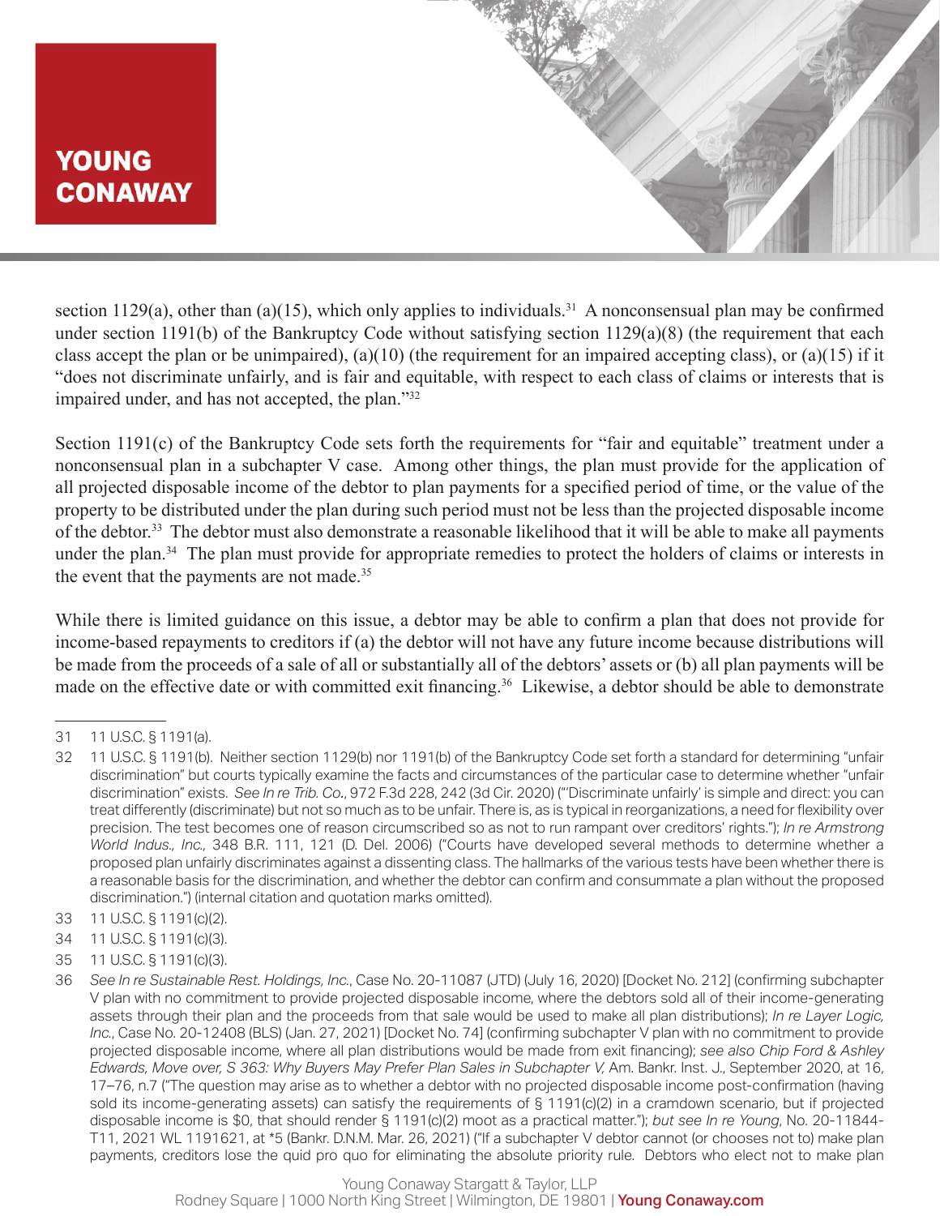section 1129(a), other than (a)(15), which only applies to individuals.[31] A nonconsensual plan may be confirmed under section 1191(b) of the Bankruptcy Code without satisfying section 1129(a)(8) (the requirement that each class accept the plan or be unimpaired), (a)(10) (the requirement for an impaired accepting class), or (a)(15) if it "does not discriminate unfairly, and is fair and equitable, with respect to each class of claims or interests that is impaired under, and has not accepted, the plan."[32]

Section 1191(c) of the Bankruptcy Code sets forth the requirements for "fair and equitable" treatment under a nonconsensual plan in a subchapter V case. Among other things, the plan must provide for the application of all projected disposable income of the debtor to plan payments for a specified period of time, or the value of the property to be distributed under the plan during such period must not be less than the projected disposable income of the debtor.[33] The debtor must also demonstrate a reasonable likelihood that it will be able to make all payments under the plan.[34] The plan must provide for appropriate remedies to protect the holders of claims or interests in the event that the payments are not made.[35]

While there is limited guidance on this issue, a debtor may be able to confirm a plan that does not provide for income-based repayments to creditors if (a) the debtor will not have any future income because distributions will be made from the proceeds of a sale of all or substantially all of the debtors' assets or (b) all plan payments will be made on the effective date or with committed exit financing.[36] Likewise, a debtor should be able to demonstrate

---

31 11 U.S.C. § 1191(a).

32 11 U.S.C. § 1191(b). Neither section 1129(b) nor 1191(b) of the Bankruptcy Code set forth a standard for determining "unfair discrimination" but courts typically examine the facts and circumstances of the particular case to determine whether "unfair discrimination" exists. *See In re Trib. Co.*, 972 F.3d 228, 242 (3d Cir. 2020) ("'Discriminate unfairly' is simple and direct: you can treat differently (discriminate) but not so much as to be unfair. There is, as is typical in reorganizations, a need for flexibility over precision. The test becomes one of reason circumscribed so as not to run rampant over creditors' rights."); *In re Armstrong World Indus., Inc.,* 348 B.R. 111, 121 (D. Del. 2006) ("Courts have developed several methods to determine whether a proposed plan unfairly discriminates against a dissenting class. The hallmarks of the various tests have been whether there is a reasonable basis for the discrimination, and whether the debtor can confirm and consummate a plan without the proposed discrimination.") (internal citation and quotation marks omitted).

33 11 U.S.C. § 1191(c)(2).

34 11 U.S.C. § 1191(c)(3).

35 11 U.S.C. § 1191(c)(3).

36 *See In re Sustainable Rest. Holdings, Inc.*, Case No. 20-11087 (JTD) (July 16, 2020) [Docket No. 212] (confirming subchapter V plan with no commitment to provide projected disposable income, where the debtors sold all of their income-generating assets through their plan and the proceeds from that sale would be used to make all plan distributions); *In re Layer Logic, Inc.*, Case No. 20-12408 (BLS) (Jan. 27, 2021) [Docket No. 74] (confirming subchapter V plan with no commitment to provide projected disposable income, where all plan distributions would be made from exit financing); *see also* Chip Ford & Ashley Edwards, *Move over, S 363: Why Buyers May Prefer Plan Sales in Subchapter V,* Am. Bankr. Inst. J., September 2020, at 16, 17–76, n.7 ("The question may arise as to whether a debtor with no projected disposable income post-confirmation (having sold its income-generating assets) can satisfy the requirements of § 1191(c)(2) in a cramdown scenario, but if projected disposable income is $0, that should render § 1191(c)(2) moot as a practical matter."); *but see In re Young*, No. 20-11844-T11, 2021 WL 1191621, at *5 (Bankr. D.N.M. Mar. 26, 2021) ("If a subchapter V debtor cannot (or chooses not to) make plan payments, creditors lose the quid pro quo for eliminating the absolute priority rule. Debtors who elect not to make plan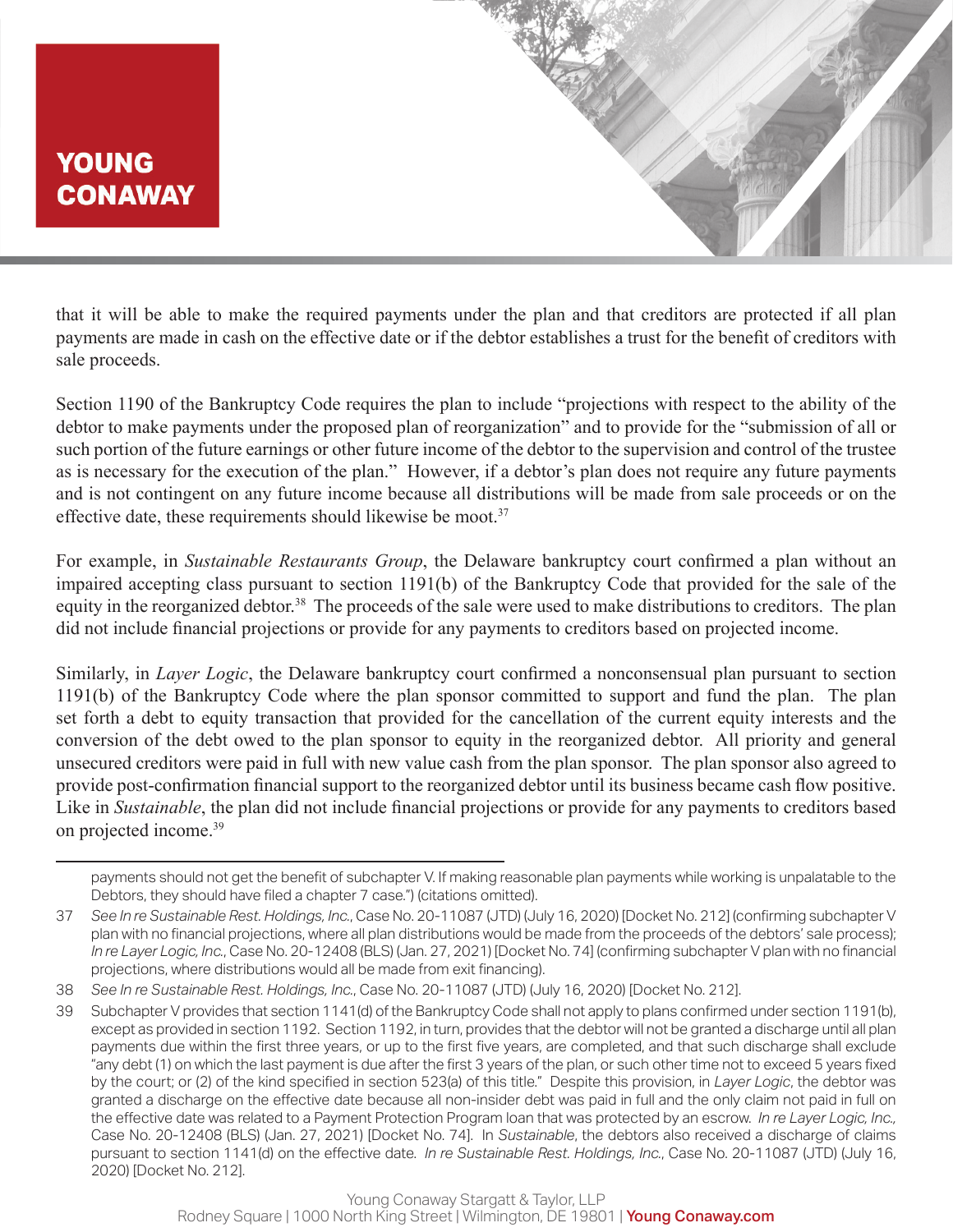that it will be able to make the required payments under the plan and that creditors are protected if all plan payments are made in cash on the effective date or if the debtor establishes a trust for the benefit of creditors with sale proceeds.

Section 1190 of the Bankruptcy Code requires the plan to include "projections with respect to the ability of the debtor to make payments under the proposed plan of reorganization" and to provide for the "submission of all or such portion of the future earnings or other future income of the debtor to the supervision and control of the trustee as is necessary for the execution of the plan." However, if a debtor's plan does not require any future payments and is not contingent on any future income because all distributions will be made from sale proceeds or on the effective date, these requirements should likewise be moot.[37]

For example, in *Sustainable Restaurants Group*, the Delaware bankruptcy court confirmed a plan without an impaired accepting class pursuant to section 1191(b) of the Bankruptcy Code that provided for the sale of the equity in the reorganized debtor.[38] The proceeds of the sale were used to make distributions to creditors. The plan did not include financial projections or provide for any payments to creditors based on projected income.

Similarly, in *Layer Logic*, the Delaware bankruptcy court confirmed a nonconsensual plan pursuant to section 1191(b) of the Bankruptcy Code where the plan sponsor committed to support and fund the plan. The plan set forth a debt to equity transaction that provided for the cancellation of the current equity interests and the conversion of the debt owed to the plan sponsor to equity in the reorganized debtor. All priority and general unsecured creditors were paid in full with new value cash from the plan sponsor. The plan sponsor also agreed to provide post-confirmation financial support to the reorganized debtor until its business became cash flow positive. Like in *Sustainable*, the plan did not include financial projections or provide for any payments to creditors based on projected income.[39]

---

payments should not get the benefit of subchapter V. If making reasonable plan payments while working is unpalatable to the Debtors, they should have filed a chapter 7 case.") (citations omitted).

37 *See In re Sustainable Rest. Holdings, Inc.*, Case No. 20-11087 (JTD) (July 16, 2020) [Docket No. 212] (confirming subchapter V plan with no financial projections, where all plan distributions would be made from the proceeds of the debtors' sale process); *In re Layer Logic, Inc.*, Case No. 20-12408 (BLS) (Jan. 27, 2021) [Docket No. 74] (confirming subchapter V plan with no financial projections, where distributions would all be made from exit financing).

38 *See In re Sustainable Rest. Holdings, Inc.*, Case No. 20-11087 (JTD) (July 16, 2020) [Docket No. 212].

39 Subchapter V provides that section 1141(d) of the Bankruptcy Code shall not apply to plans confirmed under section 1191(b), except as provided in section 1192. Section 1192, in turn, provides that the debtor will not be granted a discharge until all plan payments due within the first three years, or up to the first five years, are completed, and that such discharge shall exclude "any debt (1) on which the last payment is due after the first 3 years of the plan, or such other time not to exceed 5 years fixed by the court; or (2) of the kind specified in section 523(a) of this title." Despite this provision, in *Layer Logic*, the debtor was granted a discharge on the effective date because all non-insider debt was paid in full and the only claim not paid in full on the effective date was related to a Payment Protection Program loan that was protected by an escrow. *In re Layer Logic, Inc.*, Case No. 20-12408 (BLS) (Jan. 27, 2021) [Docket No. 74]. In *Sustainable*, the debtors also received a discharge of claims pursuant to section 1141(d) on the effective date. *In re Sustainable Rest. Holdings, Inc.*, Case No. 20-11087 (JTD) (July 16, 2020) [Docket No. 212].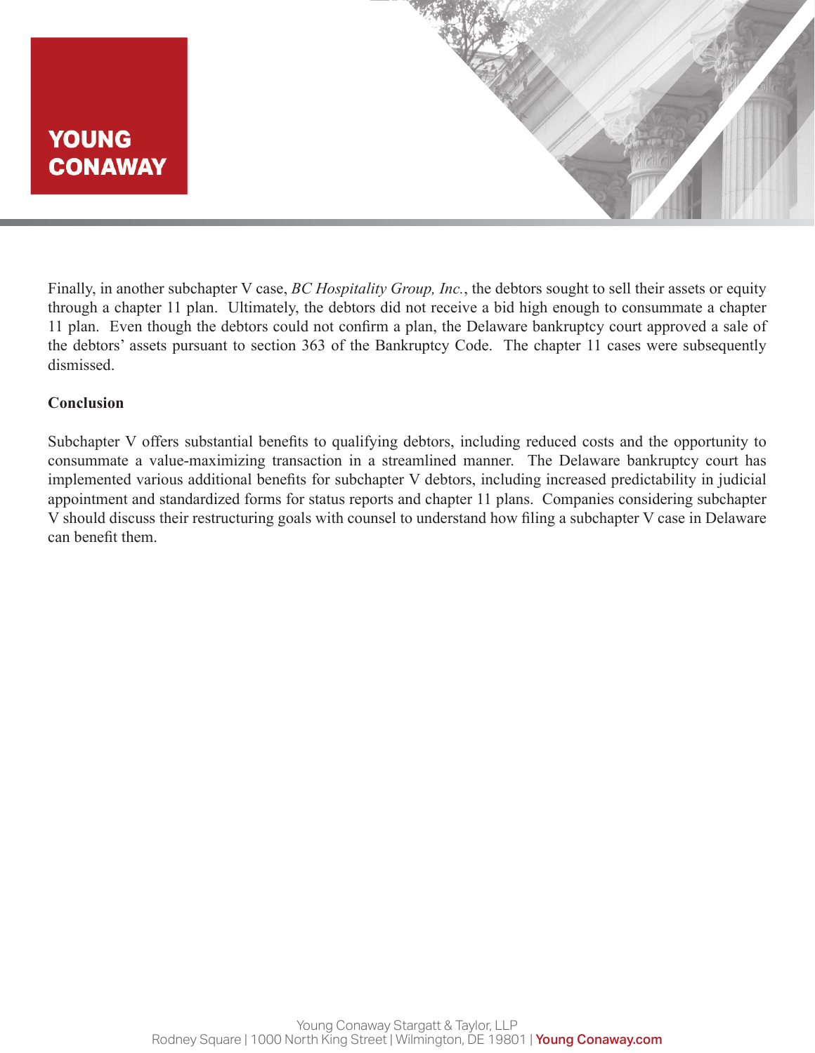Finally, in another subchapter V case, *BC Hospitality Group, Inc.*, the debtors sought to sell their assets or equity through a chapter 11 plan. Ultimately, the debtors did not receive a bid high enough to consummate a chapter 11 plan. Even though the debtors could not confirm a plan, the Delaware bankruptcy court approved a sale of the debtors' assets pursuant to section 363 of the Bankruptcy Code. The chapter 11 cases were subsequently dismissed.

**Conclusion**

Subchapter V offers substantial benefits to qualifying debtors, including reduced costs and the opportunity to consummate a value-maximizing transaction in a streamlined manner. The Delaware bankruptcy court has implemented various additional benefits for subchapter V debtors, including increased predictability in judicial appointment and standardized forms for status reports and chapter 11 plans. Companies considering subchapter V should discuss their restructuring goals with counsel to understand how filing a subchapter V case in Delaware can benefit them.